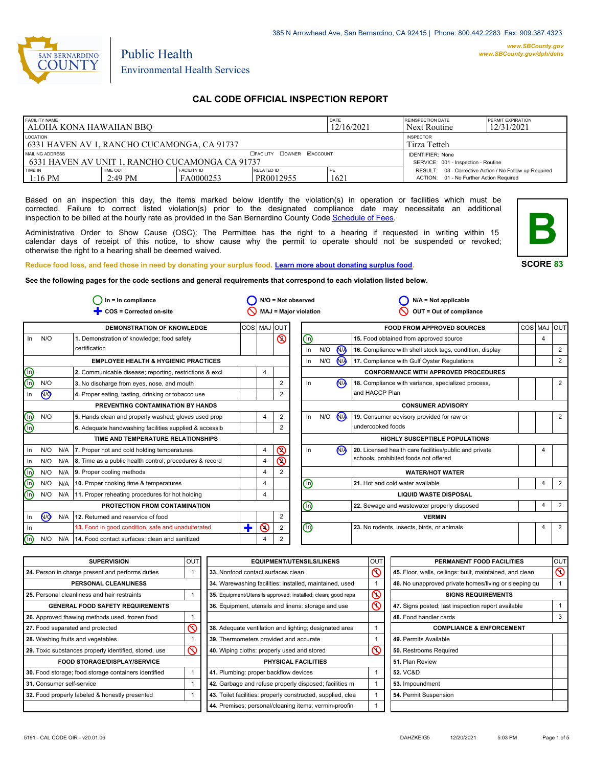385 N Arrowhead Ave, San Bernardino, CA 92415 | Phone: 800.442.2283 Fax: 909.387.4323

www.SBCounty.gov
www.SBCounty.gov/dph/dehs

SAN BERNARDINO COUNTY

Public Health
Environmental Health Services

# CAL CODE OFFICIAL INSPECTION REPORT

| FACILITY NAME | | | | DATE | REINSPECTION DATE | PERMIT EXPIRATION |
|---|---|---|---|---|---|---|
| ALOHA KONA HAWAIIAN BBQ | | | | 12/16/2021 | Next Routine | 12/31/2021 |
| LOCATION | | | | | INSPECTOR | |
| 6331 HAVEN AV 1, RANCHO CUCAMONGA, CA 91737 | | | | | Tirza Tetteh | |
| MAILING ADDRESS ☐FACILITY ☐OWNER ☑ACCOUNT | | | | | IDENTIFIER: None | |
| 6331 HAVEN AV UNIT 1, RANCHO CUCAMONGA CA 91737 | | | | | SERVICE: 001 - Inspection - Routine | |
| TIME IN | TIME OUT | FACILITY ID | RELATED ID | PE | RESULT: 03 - Corrective Action / No Follow up Required | |
| 1:16 PM | 2:49 PM | FA0000253 | PR0012955 | 1621 | ACTION: 01 - No Further Action Required | |

Based on an inspection this day, the items marked below identify the violation(s) in operation or facilities which must be corrected. Failure to correct listed violation(s) prior to the designated compliance date may necessitate an additional inspection to be billed at the hourly rate as provided in the San Bernardino County Code Schedule of Fees.

Administrative Order to Show Cause (OSC): The Permittee has the right to a hearing if requested in writing within 15 calendar days of receipt of this notice, to show cause why the permit to operate should not be suspended or revoked; otherwise the right to a hearing shall be deemed waived.

**B**
**SCORE 83**

Reduce food loss, and feed those in need by donating your surplus food. Learn more about donating surplus food.

**See the following pages for the code sections and general requirements that correspond to each violation listed below.**

In = In compliance | N/O = Not observed | N/A = Not applicable | COS = Corrected on-site | MAJ = Major violation | OUT = Out of compliance

| In | N/O | N/A | DEMONSTRATION OF KNOWLEDGE | COS | MAJ | OUT |
|---|---|---|---|---|---|---|
| In | N/O | | 1. Demonstration of knowledge; food safety certification | | | ⊘ 2 |
| | | | **EMPLOYEE HEALTH & HYGIENIC PRACTICES** | | | |
| ◯In | | | 2. Communicable disease; reporting, restrictions & excl | | 4 | |
| ◯In | N/O | | 3. No discharge from eyes, nose, and mouth | | | 2 |
| In | ◯N/O | | 4. Proper eating, tasting, drinking or tobacco use | | | 2 |
| | | | **PREVENTING CONTAMINATION BY HANDS** | | | |
| ◯In | N/O | | 5. Hands clean and properly washed; gloves used prop | | 4 | 2 |
| ◯In | | | 6. Adequate handwashing facilities supplied & accessib | | | 2 |
| | | | **TIME AND TEMPERATURE RELATIONSHIPS** | | | |
| In | N/O | N/A | 7. Proper hot and cold holding temperatures | | 4 | ⊘ 2 |
| In | N/O | N/A | 8. Time as a public health control; procedures & record | | 4 | ⊘ 2 |
| ◯In | N/O | N/A | 9. Proper cooling methods | | 4 | 2 |
| ◯In | N/O | N/A | 10. Proper cooking time & temperatures | | 4 | |
| ◯In | N/O | N/A | 11. Proper reheating procedures for hot holding | | 4 | |
| | | | **PROTECTION FROM CONTAMINATION** | | | |
| In | ◯N/O | N/A | 12. Returned and reservice of food | | | 2 |
| In | | | 13. Food in good condition, safe and unadulterated | ✚ | ⊘ 4 | 2 |
| ◯In | N/O | N/A | 14. Food contact surfaces: clean and sanitized | | 4 | 2 |

| In | N/O | N/A | FOOD FROM APPROVED SOURCES | COS | MAJ | OUT |
|---|---|---|---|---|---|---|
| ◯In | | | 15. Food obtained from approved source | | 4 | |
| In | N/O | ◯N/A | 16. Compliance with shell stock tags, condition, display | | | 2 |
| In | N/O | ◯N/A | 17. Compliance with Gulf Oyster Regulations | | | 2 |
| | | | **CONFORMANCE WITH APPROVED PROCEDURES** | | | |
| In | | ◯N/A | 18. Compliance with variance, specialized process, and HACCP Plan | | | 2 |
| | | | **CONSUMER ADVISORY** | | | |
| In | N/O | ◯N/A | 19. Consumer advisory provided for raw or undercooked foods | | | 2 |
| | | | **HIGHLY SUSCEPTIBLE POPULATIONS** | | | |
| In | | ◯N/A | 20. Licensed health care facilities/public and private schools; prohibited foods not offered | | 4 | |
| | | | **WATER/HOT WATER** | | | |
| ◯In | | | 21. Hot and cold water available | | 4 | 2 |
| | | | **LIQUID WASTE DISPOSAL** | | | |
| ◯In | | | 22. Sewage and wastewater properly disposed | | 4 | 2 |
| | | | **VERMIN** | | | |
| ◯In | | | 23. No rodents, insects, birds, or animals | | 4 | 2 |

| SUPERVISION | OUT |
|---|---|
| 24. Person in charge present and performs duties | 1 |
| **PERSONAL CLEANLINESS** | |
| 25. Personal cleanliness and hair restraints | 1 |
| **GENERAL FOOD SAFETY REQUIREMENTS** | |
| 26. Approved thawing methods used, frozen food | 1 |
| 27. Food separated and protected | ⊘ 1 |
| 28. Washing fruits and vegetables | 1 |
| 29. Toxic substances properly identified, stored, use | ⊘ 1 |
| **FOOD STORAGE/DISPLAY/SERVICE** | |
| 30. Food storage; food storage containers identified | 1 |
| 31. Consumer self-service | 1 |
| 32. Food properly labeled & honestly presented | 1 |

| EQUIPMENT/UTENSILS/LINENS | OUT |
|---|---|
| 33. Nonfood contact surfaces clean | ⊘ 1 |
| 34. Warewashing facilities: installed, maintained, used | 1 |
| 35. Equipment/Utensils approved; installed; clean; good repa | ⊘ 1 |
| 36. Equipment, utensils and linens: storage and use | ⊘ 1 |
| 38. Adequate ventilation and lighting; designated area | 1 |
| 39. Thermometers provided and accurate | 1 |
| 40. Wiping cloths: properly used and stored | ⊘ 1 |
| **PHYSICAL FACILITIES** | |
| 41. Plumbing: proper backflow devices | 1 |
| 42. Garbage and refuse properly disposed; facilities m | 1 |
| 43. Toilet facilities: properly constructed, supplied, clea | 1 |
| 44. Premises; personal/cleaning items; vermin-proofin | 1 |

| PERMANENT FOOD FACILITIES | OUT |
|---|---|
| 45. Floor, walls, ceilings: built, maintained, and clean | ⊘ 1 |
| 46. No unapproved private homes/living or sleeping qu | 1 |
| **SIGNS REQUIREMENTS** | |
| 47. Signs posted; last inspection report available | 1 |
| 48. Food handler cards | 3 |
| **COMPLIANCE & ENFORCEMENT** | |
| 49. Permits Available | |
| 50. Restrooms Required | |
| 51. Plan Review | |
| 52. VC&D | |
| 53. Impoundment | |
| 54. Permit Suspension | |

5191 - CAL CODE OIR - v20.01.06 DAHZKEIG5 12/20/2021 5:03 PM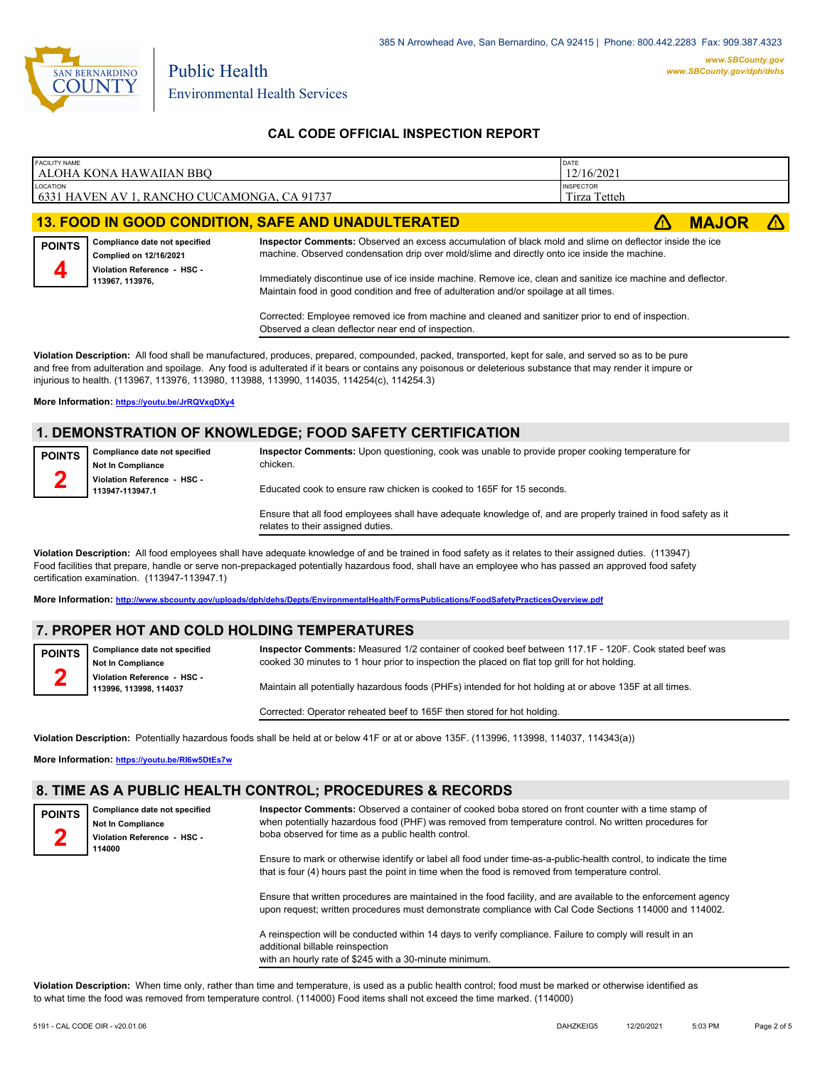385 N Arrowhead Ave, San Bernardino, CA 92415 | Phone: 800.442.2283 Fax: 909.387.4323

www.SBCounty.gov
www.SBCounty.gov/dph/dehs

SAN BERNARDINO COUNTY

Public Health
Environmental Health Services

## CAL CODE OFFICIAL INSPECTION REPORT

| FACILITY NAME | DATE |
|---|---|
| ALOHA KONA HAWAIIAN BBQ | 12/16/2021 |
| **LOCATION** | **INSPECTOR** |
| 6331 HAVEN AV 1, RANCHO CUCAMONGA, CA 91737 | Tirza Tetteh |

## 13. FOOD IN GOOD CONDITION, SAFE AND UNADULTERATED — ⚠ MAJOR ⚠

**POINTS** 4

**Compliance date not specified**
**Complied on 12/16/2021**
**Violation Reference - HSC - 113967, 113976,**

**Inspector Comments:** Observed an excess accumulation of black mold and slime on deflector inside the ice machine. Observed condensation drip over mold/slime and directly onto ice inside the machine.

Immediately discontinue use of ice inside machine. Remove ice, clean and sanitize ice machine and deflector. Maintain food in good condition and free of adulteration and/or spoilage at all times.

Corrected: Employee removed ice from machine and cleaned and sanitizer prior to end of inspection. Observed a clean deflector near end of inspection.

**Violation Description:** All food shall be manufactured, produces, prepared, compounded, packed, transported, kept for sale, and served so as to be pure and free from adulteration and spoilage. Any food is adulterated if it bears or contains any poisonous or deleterious substance that may render it impure or injurious to health. (113967, 113976, 113980, 113988, 113990, 114035, 114254(c), 114254.3)

**More Information:** https://youtu.be/JrRQVxqDXy4

## 1. DEMONSTRATION OF KNOWLEDGE; FOOD SAFETY CERTIFICATION

**POINTS** 2

**Compliance date not specified**
**Not In Compliance**
**Violation Reference - HSC - 113947-113947.1**

**Inspector Comments:** Upon questioning, cook was unable to provide proper cooking temperature for chicken.

Educated cook to ensure raw chicken is cooked to 165F for 15 seconds.

Ensure that all food employees shall have adequate knowledge of, and are properly trained in food safety as it relates to their assigned duties.

**Violation Description:** All food employees shall have adequate knowledge of and be trained in food safety as it relates to their assigned duties. (113947) Food facilities that prepare, handle or serve non-prepackaged potentially hazardous food, shall have an employee who has passed an approved food safety certification examination. (113947-113947.1)

**More Information:** http://www.sbcounty.gov/uploads/dph/dehs/Depts/EnvironmentalHealth/FormsPublications/FoodSafetyPracticesOverview.pdf

## 7. PROPER HOT AND COLD HOLDING TEMPERATURES

**POINTS** 2

**Compliance date not specified**
**Not In Compliance**
**Violation Reference - HSC - 113996, 113998, 114037**

**Inspector Comments:** Measured 1/2 container of cooked beef between 117.1F - 120F. Cook stated beef was cooked 30 minutes to 1 hour prior to inspection the placed on flat top grill for hot holding.

Maintain all potentially hazardous foods (PHFs) intended for hot holding at or above 135F at all times.

Corrected: Operator reheated beef to 165F then stored for hot holding.

**Violation Description:** Potentially hazardous foods shall be held at or below 41F or at or above 135F. (113996, 113998, 114037, 114343(a))

**More Information:** https://youtu.be/RI6w5DtEs7w

## 8. TIME AS A PUBLIC HEALTH CONTROL; PROCEDURES & RECORDS

**POINTS** 2

**Compliance date not specified**
**Not In Compliance**
**Violation Reference - HSC - 114000**

**Inspector Comments:** Observed a container of cooked boba stored on front counter with a time stamp of when potentially hazardous food (PHF) was removed from temperature control. No written procedures for boba observed for time as a public health control.

Ensure to mark or otherwise identify or label all food under time-as-a-public-health control, to indicate the time that is four (4) hours past the point in time when the food is removed from temperature control.

Ensure that written procedures are maintained in the food facility, and are available to the enforcement agency upon request; written procedures must demonstrate compliance with Cal Code Sections 114000 and 114002.

A reinspection will be conducted within 14 days to verify compliance. Failure to comply will result in an additional billable reinspection
with an hourly rate of $245 with a 30-minute minimum.

**Violation Description:** When time only, rather than time and temperature, is used as a public health control; food must be marked or otherwise identified as to what time the food was removed from temperature control. (114000) Food items shall not exceed the time marked. (114000)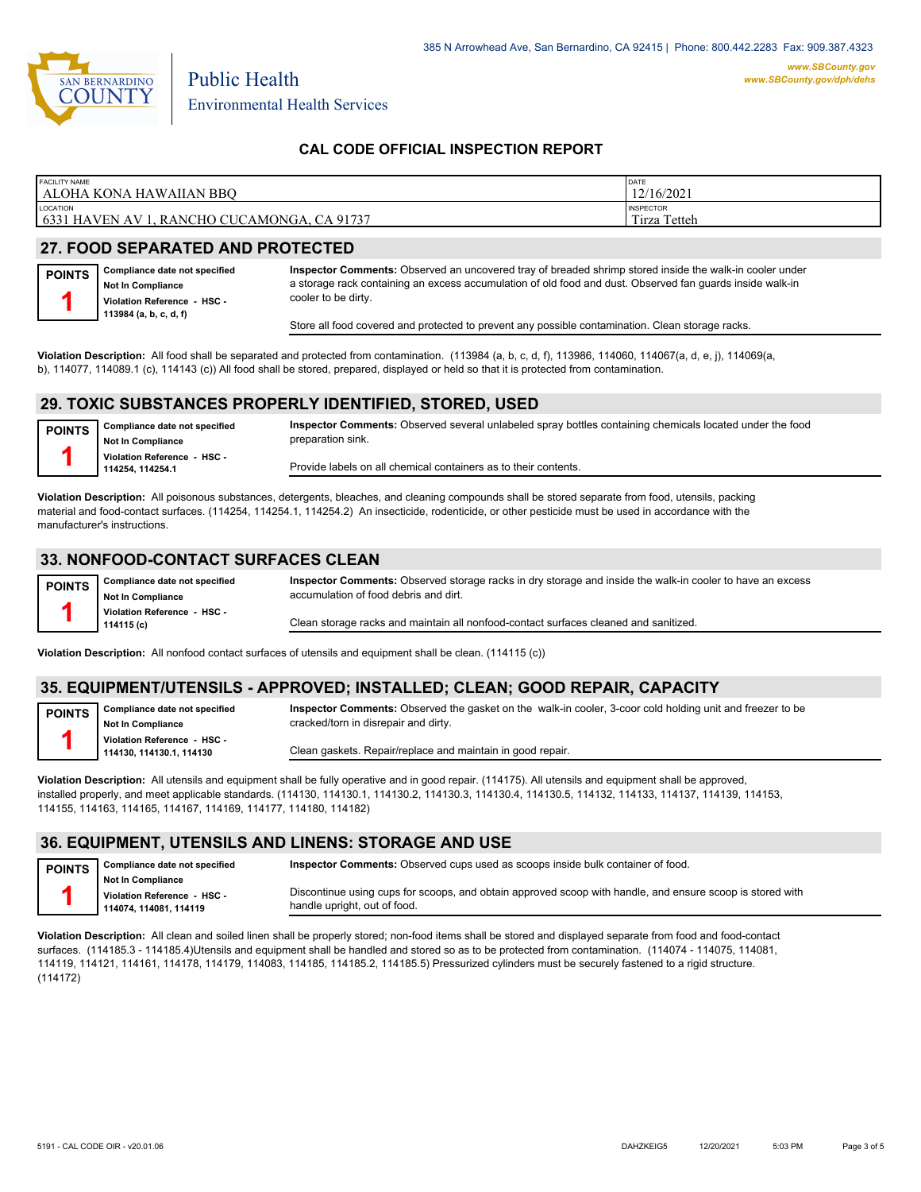385 N Arrowhead Ave, San Bernardino, CA 92415 | Phone: 800.442.2283 Fax: 909.387.4323

www.SBCounty.gov
www.SBCounty.gov/dph/dehs

SAN BERNARDINO COUNTY

Public Health
Environmental Health Services

## CAL CODE OFFICIAL INSPECTION REPORT

| FACILITY NAME | DATE |
|---|---|
| ALOHA KONA HAWAIIAN BBQ | 12/16/2021 |
| LOCATION | INSPECTOR |
| 6331 HAVEN AV 1, RANCHO CUCAMONGA, CA 91737 | Tirza Tetteh |

## 27. FOOD SEPARATED AND PROTECTED

**POINTS 1**

**Compliance date not specified**
**Not In Compliance**
**Violation Reference - HSC - 113984 (a, b, c, d, f)**

**Inspector Comments:** Observed an uncovered tray of breaded shrimp stored inside the walk-in cooler under a storage rack containing an excess accumulation of old food and dust. Observed fan guards inside walk-in cooler to be dirty.

Store all food covered and protected to prevent any possible contamination. Clean storage racks.

**Violation Description:** All food shall be separated and protected from contamination. (113984 (a, b, c, d, f), 113986, 114060, 114067(a, d, e, j), 114069(a, b), 114077, 114089.1 (c), 114143 (c)) All food shall be stored, prepared, displayed or held so that it is protected from contamination.

## 29. TOXIC SUBSTANCES PROPERLY IDENTIFIED, STORED, USED

**POINTS 1**

**Compliance date not specified**
**Not In Compliance**
**Violation Reference - HSC - 114254, 114254.1**

**Inspector Comments:** Observed several unlabeled spray bottles containing chemicals located under the food preparation sink.

Provide labels on all chemical containers as to their contents.

**Violation Description:** All poisonous substances, detergents, bleaches, and cleaning compounds shall be stored separate from food, utensils, packing material and food-contact surfaces. (114254, 114254.1, 114254.2) An insecticide, rodenticide, or other pesticide must be used in accordance with the manufacturer's instructions.

## 33. NONFOOD-CONTACT SURFACES CLEAN

**POINTS 1**

**Compliance date not specified**
**Not In Compliance**
**Violation Reference - HSC - 114115 (c)**

**Inspector Comments:** Observed storage racks in dry storage and inside the walk-in cooler to have an excess accumulation of food debris and dirt.

Clean storage racks and maintain all nonfood-contact surfaces cleaned and sanitized.

**Violation Description:** All nonfood contact surfaces of utensils and equipment shall be clean. (114115 (c))

## 35. EQUIPMENT/UTENSILS - APPROVED; INSTALLED; CLEAN; GOOD REPAIR, CAPACITY

**POINTS 1**

**Compliance date not specified**
**Not In Compliance**
**Violation Reference - HSC - 114130, 114130.1, 114130**

**Inspector Comments:** Observed the gasket on the walk-in cooler, 3-coor cold holding unit and freezer to be cracked/torn in disrepair and dirty.

Clean gaskets. Repair/replace and maintain in good repair.

**Violation Description:** All utensils and equipment shall be fully operative and in good repair. (114175). All utensils and equipment shall be approved, installed properly, and meet applicable standards. (114130, 114130.1, 114130.2, 114130.3, 114130.4, 114130.5, 114132, 114133, 114137, 114139, 114153, 114155, 114163, 114165, 114167, 114169, 114177, 114180, 114182)

## 36. EQUIPMENT, UTENSILS AND LINENS: STORAGE AND USE

**POINTS 1**

**Compliance date not specified**
**Not In Compliance**
**Violation Reference - HSC - 114074, 114081, 114119**

**Inspector Comments:** Observed cups used as scoops inside bulk container of food.

Discontinue using cups for scoops, and obtain approved scoop with handle, and ensure scoop is stored with handle upright, out of food.

**Violation Description:** All clean and soiled linen shall be properly stored; non-food items shall be stored and displayed separate from food and food-contact surfaces. (114185.3 - 114185.4)Utensils and equipment shall be handled and stored so as to be protected from contamination. (114074 - 114075, 114081, 114119, 114121, 114161, 114178, 114179, 114083, 114185, 114185.2, 114185.5) Pressurized cylinders must be securely fastened to a rigid structure. (114172)

5191 - CAL CODE OIR - v20.01.06 DAHZKEIG5 12/20/2021 5:03 PM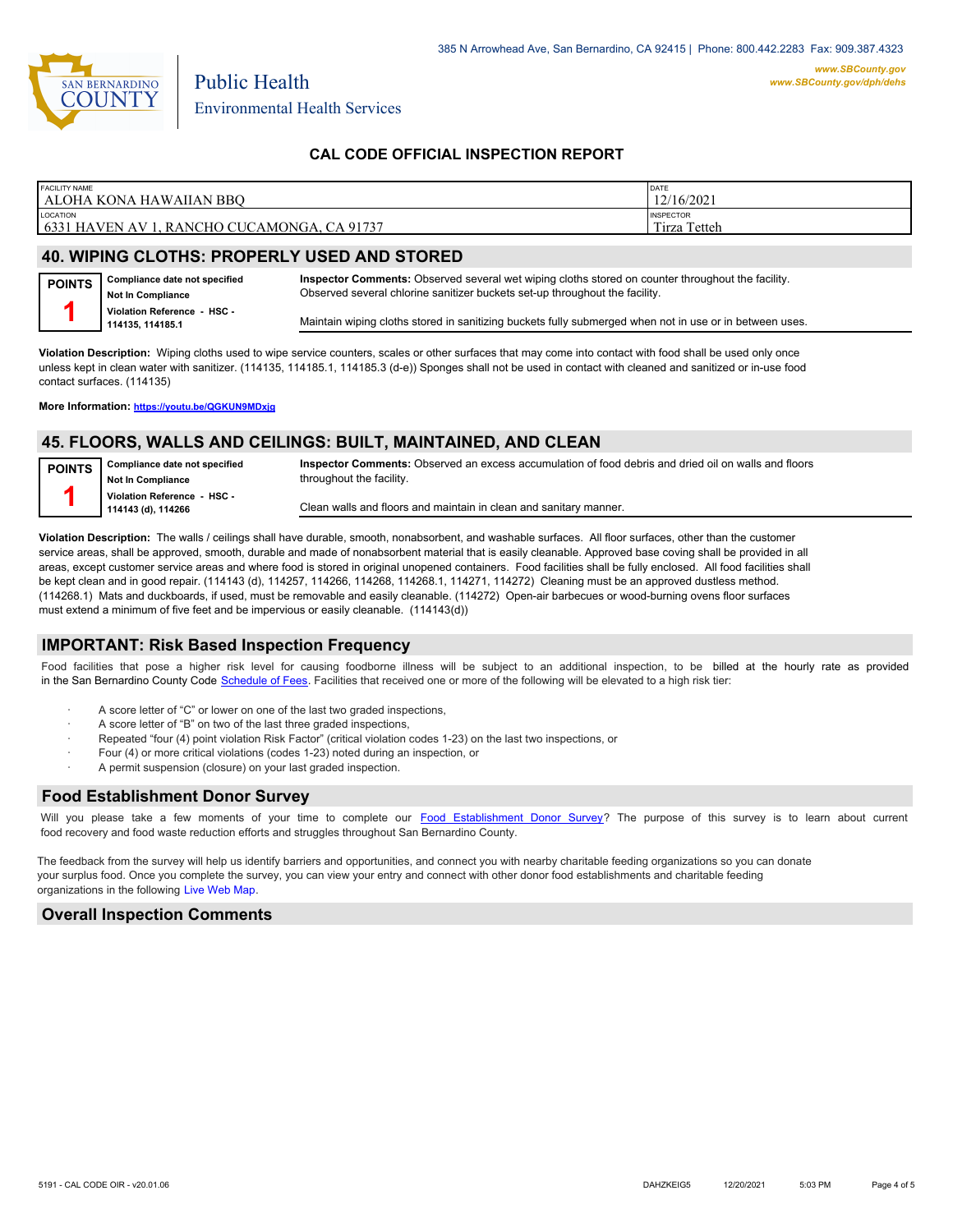## CAL CODE OFFICIAL INSPECTION REPORT

| FACILITY NAME | DATE |
|---|---|
| ALOHA KONA HAWAIIAN BBQ | 12/16/2021 |
| **LOCATION** | **INSPECTOR** |
| 6331 HAVEN AV 1, RANCHO CUCAMONGA, CA 91737 | Tirza Tetteh |

## 40. WIPING CLOTHS: PROPERLY USED AND STORED

| POINTS | | |
|---|---|---|
| **1** | **Compliance date not specified**<br>**Not In Compliance**<br>**Violation Reference - HSC - 114135, 114185.1** | **Inspector Comments:** Observed several wet wiping cloths stored on counter throughout the facility. Observed several chlorine sanitizer buckets set-up throughout the facility.<br><br>Maintain wiping cloths stored in sanitizing buckets fully submerged when not in use or in between uses. |

**Violation Description:** Wiping cloths used to wipe service counters, scales or other surfaces that may come into contact with food shall be used only once unless kept in clean water with sanitizer. (114135, 114185.1, 114185.3 (d-e)) Sponges shall not be used in contact with cleaned and sanitized or in-use food contact surfaces. (114135)

**More Information:** https://youtu.be/QGKUN9MDxjg

## 45. FLOORS, WALLS AND CEILINGS: BUILT, MAINTAINED, AND CLEAN

| POINTS | | |
|---|---|---|
| **1** | **Compliance date not specified**<br>**Not In Compliance**<br>**Violation Reference - HSC - 114143 (d), 114266** | **Inspector Comments:** Observed an excess accumulation of food debris and dried oil on walls and floors throughout the facility.<br><br>Clean walls and floors and maintain in clean and sanitary manner. |

**Violation Description:** The walls / ceilings shall have durable, smooth, nonabsorbent, and washable surfaces. All floor surfaces, other than the customer service areas, shall be approved, smooth, durable and made of nonabsorbent material that is easily cleanable. Approved base coving shall be provided in all areas, except customer service areas and where food is stored in original unopened containers. Food facilities shall be fully enclosed. All food facilities shall be kept clean and in good repair. (114143 (d), 114257, 114266, 114268, 114268.1, 114271, 114272) Cleaning must be an approved dustless method. (114268.1) Mats and duckboards, if used, must be removable and easily cleanable. (114272) Open-air barbecues or wood-burning ovens floor surfaces must extend a minimum of five feet and be impervious or easily cleanable. (114143(d))

## IMPORTANT: Risk Based Inspection Frequency

Food facilities that pose a higher risk level for causing foodborne illness will be subject to an additional inspection, to be billed at the hourly rate as provided in the San Bernardino County Code Schedule of Fees. Facilities that received one or more of the following will be elevated to a high risk tier:

- A score letter of "C" or lower on one of the last two graded inspections,
- A score letter of "B" on two of the last three graded inspections,
- Repeated "four (4) point violation Risk Factor" (critical violation codes 1-23) on the last two inspections, or
- Four (4) or more critical violations (codes 1-23) noted during an inspection, or
- A permit suspension (closure) on your last graded inspection.

## Food Establishment Donor Survey

Will you please take a few moments of your time to complete our Food Establishment Donor Survey? The purpose of this survey is to learn about current food recovery and food waste reduction efforts and struggles throughout San Bernardino County.

The feedback from the survey will help us identify barriers and opportunities, and connect you with nearby charitable feeding organizations so you can donate your surplus food. Once you complete the survey, you can view your entry and connect with other donor food establishments and charitable feeding organizations in the following Live Web Map.

## Overall Inspection Comments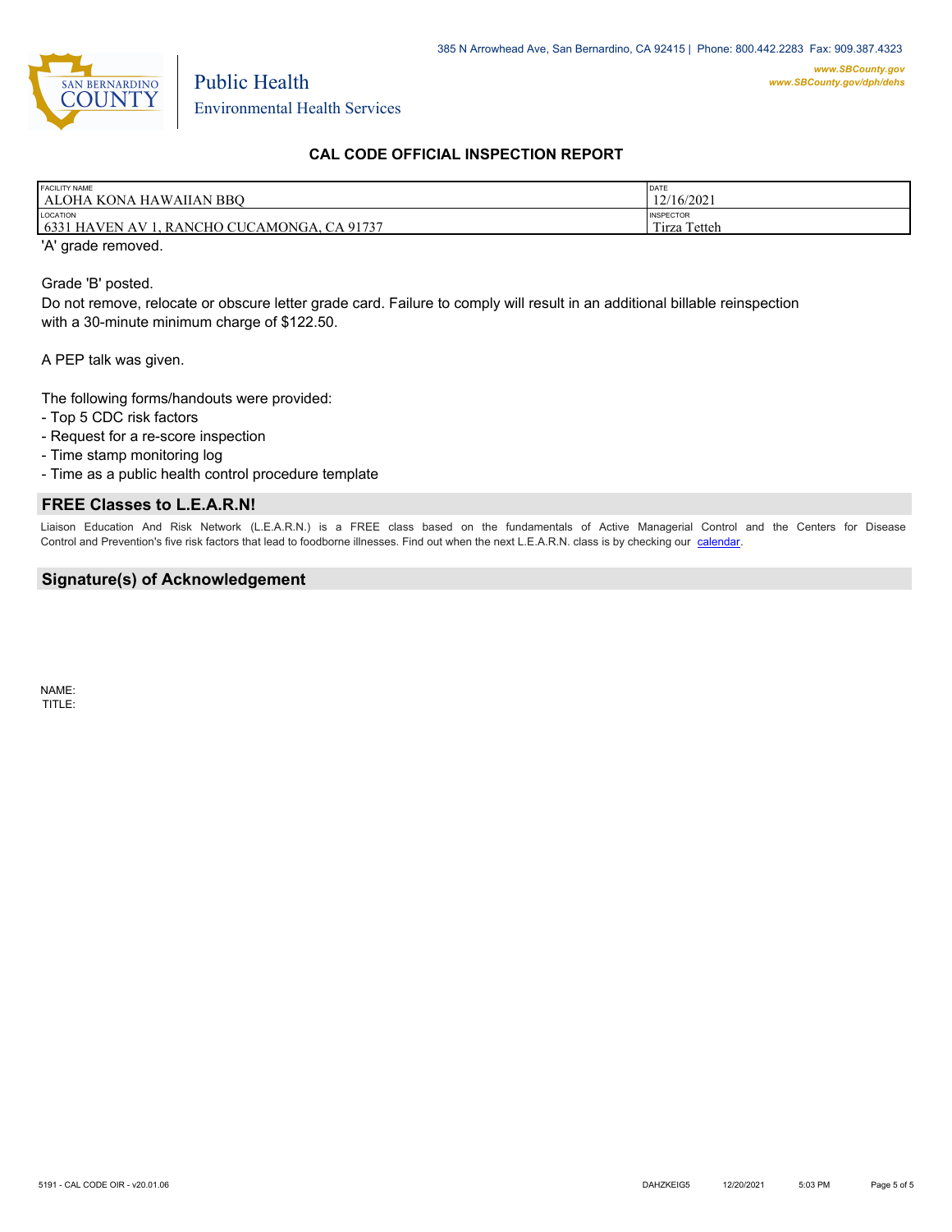385 N Arrowhead Ave, San Bernardino, CA 92415 | Phone: 800.442.2283 Fax: 909.387.4323

www.SBCounty.gov
www.SBCounty.gov/dph/dehs

SAN BERNARDINO COUNTY

Public Health
Environmental Health Services

## CAL CODE OFFICIAL INSPECTION REPORT

| FACILITY NAME | DATE |
|---|---|
| ALOHA KONA HAWAIIAN BBQ | 12/16/2021 |
| **LOCATION** | **INSPECTOR** |
| 6331 HAVEN AV 1, RANCHO CUCAMONGA, CA 91737 | Tirza Tetteh |

'A' grade removed.

Grade 'B' posted.
Do not remove, relocate or obscure letter grade card. Failure to comply will result in an additional billable reinspection with a 30-minute minimum charge of $122.50.

A PEP talk was given.

The following forms/handouts were provided:
- Top 5 CDC risk factors
- Request for a re-score inspection
- Time stamp monitoring log
- Time as a public health control procedure template

## FREE Classes to L.E.A.R.N!

Liaison Education And Risk Network (L.E.A.R.N.) is a FREE class based on the fundamentals of Active Managerial Control and the Centers for Disease Control and Prevention's five risk factors that lead to foodborne illnesses. Find out when the next L.E.A.R.N. class is by checking our calendar.

## Signature(s) of Acknowledgement

NAME:
TITLE:

5191 - CAL CODE OIR - v20.01.06 DAHZKEIG5 12/20/2021 5:03 PM